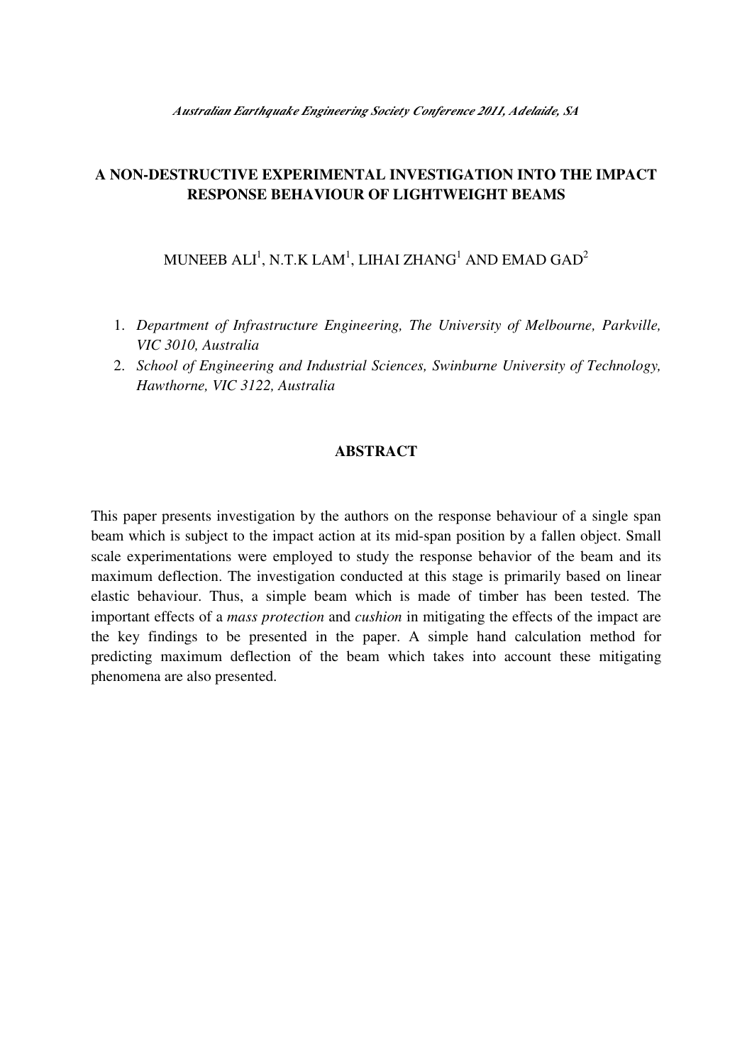# A NON-DESTRUCTIVE EXPERIMENTAL INVESTIGATION INTO THE IMPACT RESPONSE BEHAVIOUR OF LIGHTWEIGHT BEAMS

MUNEEB ALI[1], N.T.K LAM[1], LIHAI ZHANG[1] AND EMAD GAD[2]

1. *Department of Infrastructure Engineering, The University of Melbourne, Parkville, VIC 3010, Australia*
2. *School of Engineering and Industrial Sciences, Swinburne University of Technology, Hawthorne, VIC 3122, Australia*

## ABSTRACT

This paper presents investigation by the authors on the response behaviour of a single span beam which is subject to the impact action at its mid-span position by a fallen object. Small scale experimentations were employed to study the response behavior of the beam and its maximum deflection. The investigation conducted at this stage is primarily based on linear elastic behaviour. Thus, a simple beam which is made of timber has been tested. The important effects of a *mass protection* and *cushion* in mitigating the effects of the impact are the key findings to be presented in the paper. A simple hand calculation method for predicting maximum deflection of the beam which takes into account these mitigating phenomena are also presented.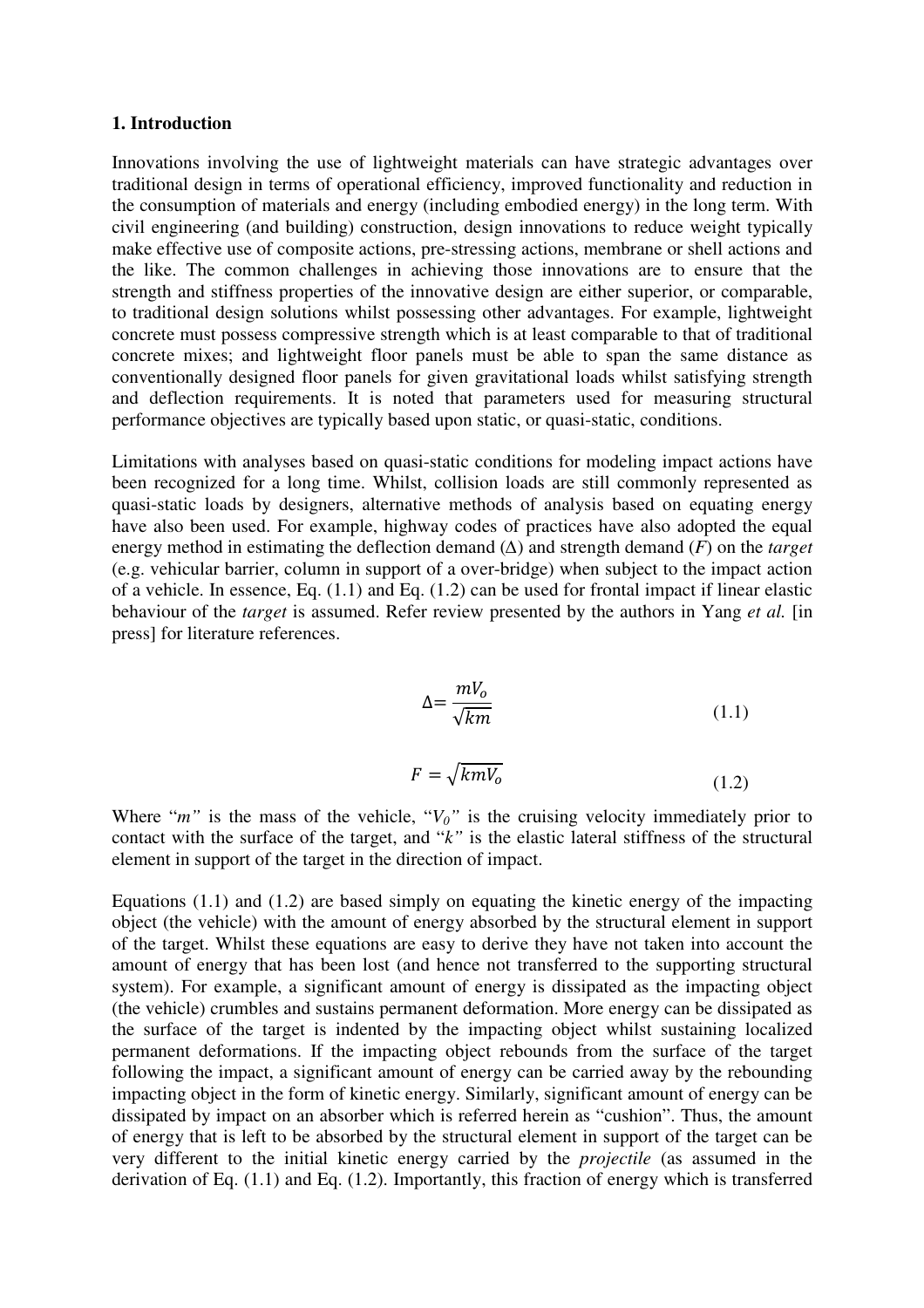## 1. Introduction

Innovations involving the use of lightweight materials can have strategic advantages over traditional design in terms of operational efficiency, improved functionality and reduction in the consumption of materials and energy (including embodied energy) in the long term. With civil engineering (and building) construction, design innovations to reduce weight typically make effective use of composite actions, pre-stressing actions, membrane or shell actions and the like. The common challenges in achieving those innovations are to ensure that the strength and stiffness properties of the innovative design are either superior, or comparable, to traditional design solutions whilst possessing other advantages. For example, lightweight concrete must possess compressive strength which is at least comparable to that of traditional concrete mixes; and lightweight floor panels must be able to span the same distance as conventionally designed floor panels for given gravitational loads whilst satisfying strength and deflection requirements. It is noted that parameters used for measuring structural performance objectives are typically based upon static, or quasi-static, conditions.

Limitations with analyses based on quasi-static conditions for modeling impact actions have been recognized for a long time. Whilst, collision loads are still commonly represented as quasi-static loads by designers, alternative methods of analysis based on equating energy have also been used. For example, highway codes of practices have also adopted the equal energy method in estimating the deflection demand ($\Delta$) and strength demand ($F$) on the *target* (e.g. vehicular barrier, column in support of a over-bridge) when subject to the impact action of a vehicle. In essence, Eq. (1.1) and Eq. (1.2) can be used for frontal impact if linear elastic behaviour of the *target* is assumed. Refer review presented by the authors in Yang *et al.* [in press] for literature references.

$$\Delta = \frac{mV_o}{\sqrt{km}} \tag{1.1}$$

$$F = \sqrt{km}V_o \tag{1.2}$$

Where "$m$" is the mass of the vehicle, "$V_0$" is the cruising velocity immediately prior to contact with the surface of the target, and "$k$" is the elastic lateral stiffness of the structural element in support of the target in the direction of impact.

Equations (1.1) and (1.2) are based simply on equating the kinetic energy of the impacting object (the vehicle) with the amount of energy absorbed by the structural element in support of the target. Whilst these equations are easy to derive they have not taken into account the amount of energy that has been lost (and hence not transferred to the supporting structural system). For example, a significant amount of energy is dissipated as the impacting object (the vehicle) crumbles and sustains permanent deformation. More energy can be dissipated as the surface of the target is indented by the impacting object whilst sustaining localized permanent deformations. If the impacting object rebounds from the surface of the target following the impact, a significant amount of energy can be carried away by the rebounding impacting object in the form of kinetic energy. Similarly, significant amount of energy can be dissipated by impact on an absorber which is referred herein as "cushion". Thus, the amount of energy that is left to be absorbed by the structural element in support of the target can be very different to the initial kinetic energy carried by the *projectile* (as assumed in the derivation of Eq. (1.1) and Eq. (1.2). Importantly, this fraction of energy which is transferred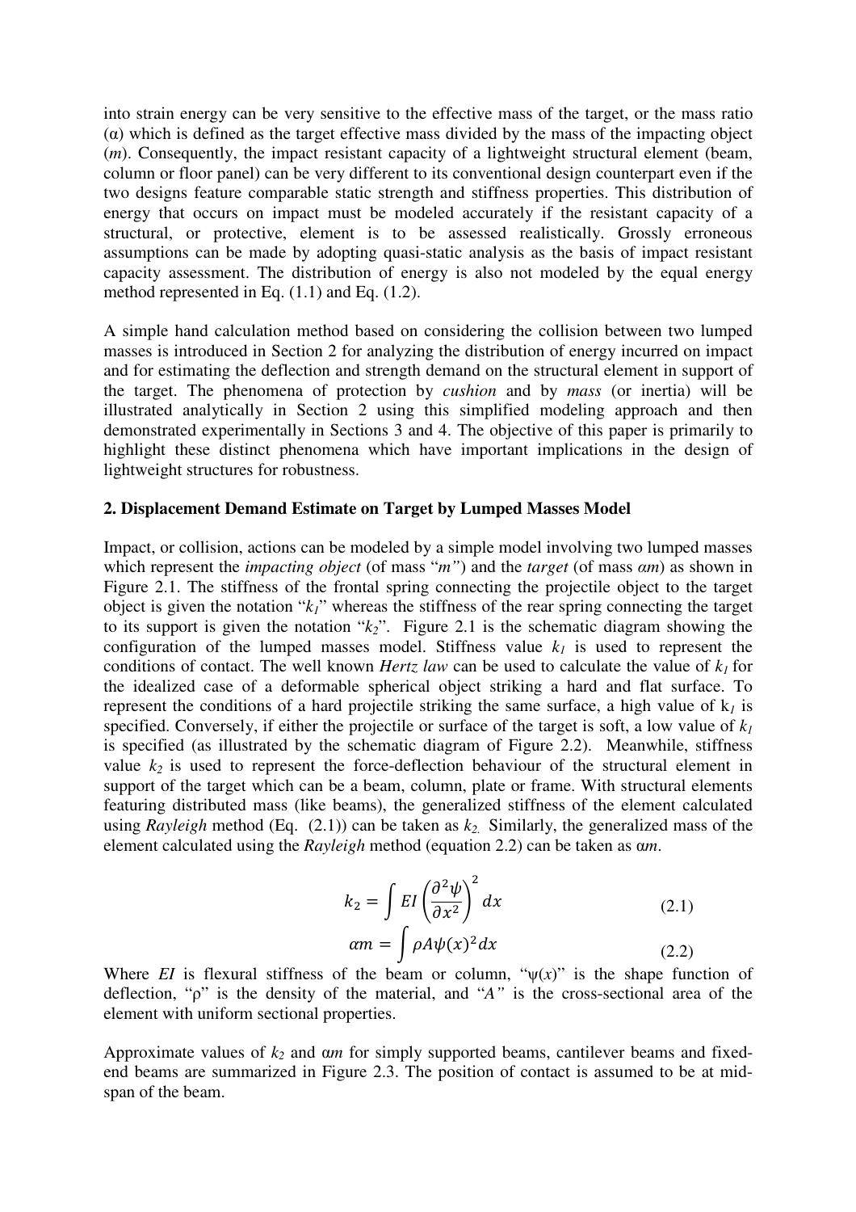into strain energy can be very sensitive to the effective mass of the target, or the mass ratio ($\alpha$) which is defined as the target effective mass divided by the mass of the impacting object ($m$). Consequently, the impact resistant capacity of a lightweight structural element (beam, column or floor panel) can be very different to its conventional design counterpart even if the two designs feature comparable static strength and stiffness properties. This distribution of energy that occurs on impact must be modeled accurately if the resistant capacity of a structural, or protective, element is to be assessed realistically. Grossly erroneous assumptions can be made by adopting quasi-static analysis as the basis of impact resistant capacity assessment. The distribution of energy is also not modeled by the equal energy method represented in Eq. (1.1) and Eq. (1.2).

A simple hand calculation method based on considering the collision between two lumped masses is introduced in Section 2 for analyzing the distribution of energy incurred on impact and for estimating the deflection and strength demand on the structural element in support of the target. The phenomena of protection by *cushion* and by *mass* (or inertia) will be illustrated analytically in Section 2 using this simplified modeling approach and then demonstrated experimentally in Sections 3 and 4. The objective of this paper is primarily to highlight these distinct phenomena which have important implications in the design of lightweight structures for robustness.

## 2. Displacement Demand Estimate on Target by Lumped Masses Model

Impact, or collision, actions can be modeled by a simple model involving two lumped masses which represent the *impacting object* (of mass "$m$") and the *target* (of mass $\alpha m$) as shown in Figure 2.1. The stiffness of the frontal spring connecting the projectile object to the target object is given the notation "$k_1$" whereas the stiffness of the rear spring connecting the target to its support is given the notation "$k_2$". Figure 2.1 is the schematic diagram showing the configuration of the lumped masses model. Stiffness value $k_1$ is used to represent the conditions of contact. The well known *Hertz law* can be used to calculate the value of $k_1$ for the idealized case of a deformable spherical object striking a hard and flat surface. To represent the conditions of a hard projectile striking the same surface, a high value of $k_1$ is specified. Conversely, if either the projectile or surface of the target is soft, a low value of $k_1$ is specified (as illustrated by the schematic diagram of Figure 2.2). Meanwhile, stiffness value $k_2$ is used to represent the force-deflection behaviour of the structural element in support of the target which can be a beam, column, plate or frame. With structural elements featuring distributed mass (like beams), the generalized stiffness of the element calculated using *Rayleigh* method (Eq. (2.1)) can be taken as $k_2$. Similarly, the generalized mass of the element calculated using the *Rayleigh* method (equation 2.2) can be taken as $\alpha m$.

$$k_2 = \int EI\left(\frac{\partial^2\psi}{\partial x^2}\right)^2 dx \tag{2.1}$$

$$\alpha m = \int \rho A \psi(x)^2 dx \tag{2.2}$$

Where $EI$ is flexural stiffness of the beam or column, "$\psi(x)$" is the shape function of deflection, "$\rho$" is the density of the material, and "$A$" is the cross-sectional area of the element with uniform sectional properties.

Approximate values of $k_2$ and $\alpha m$ for simply supported beams, cantilever beams and fixed-end beams are summarized in Figure 2.3. The position of contact is assumed to be at mid-span of the beam.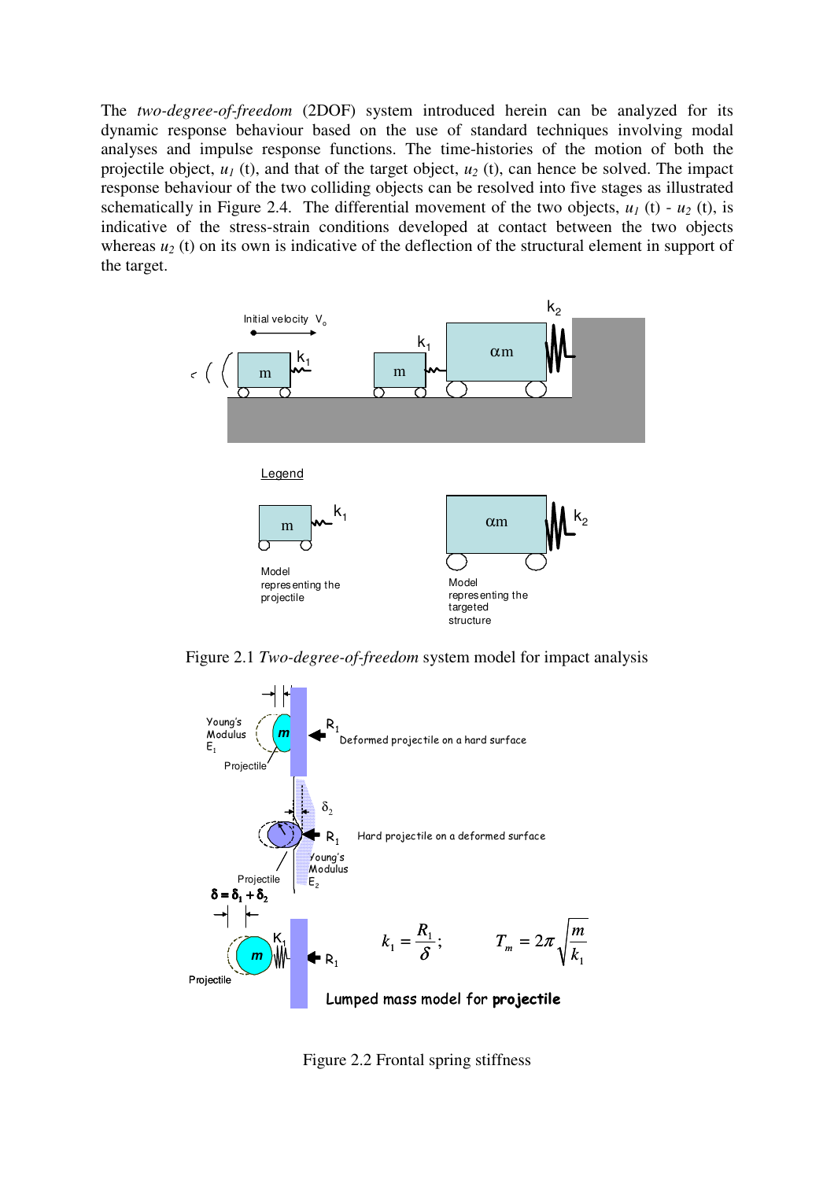The *two-degree-of-freedom* (2DOF) system introduced herein can be analyzed for its dynamic response behaviour based on the use of standard techniques involving modal analyses and impulse response functions. The time-histories of the motion of both the projectile object, $u_1$ (t), and that of the target object, $u_2$ (t), can hence be solved. The impact response behaviour of the two colliding objects can be resolved into five stages as illustrated schematically in Figure 2.4. The differential movement of the two objects, $u_1$ (t) - $u_2$ (t), is indicative of the stress-strain conditions developed at contact between the two objects whereas $u_2$ (t) on its own is indicative of the deflection of the structural element in support of the target.

Figure 2.1 *Two-degree-of-freedom* system model for impact analysis

$$k_1 = \frac{R_1}{\delta}; \qquad T_m = 2\pi\sqrt{\frac{m}{k_1}}$$

Figure 2.2 Frontal spring stiffness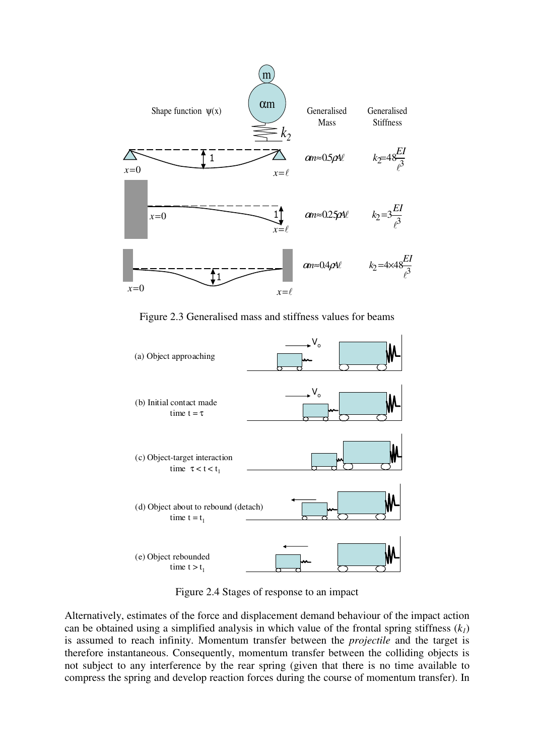Figure 2.3 Generalised mass and stiffness values for beams

Figure 2.4 Stages of response to an impact

Alternatively, estimates of the force and displacement demand behaviour of the impact action can be obtained using a simplified analysis in which value of the frontal spring stiffness ($k_1$) is assumed to reach infinity. Momentum transfer between the *projectile* and the target is therefore instantaneous. Consequently, momentum transfer between the colliding objects is not subject to any interference by the rear spring (given that there is no time available to compress the spring and develop reaction forces during the course of momentum transfer). In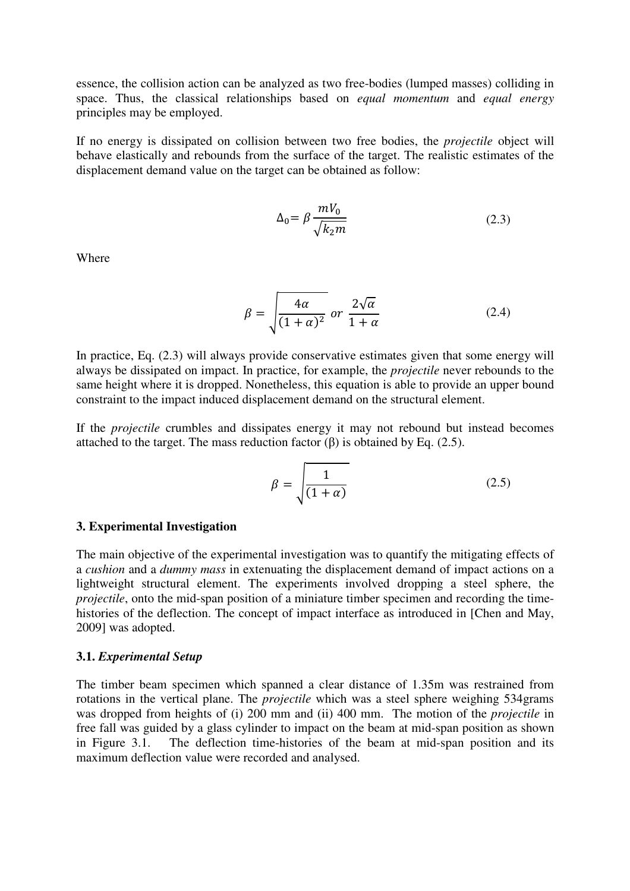essence, the collision action can be analyzed as two free-bodies (lumped masses) colliding in space. Thus, the classical relationships based on *equal momentum* and *equal energy* principles may be employed.

If no energy is dissipated on collision between two free bodies, the *projectile* object will behave elastically and rebounds from the surface of the target. The realistic estimates of the displacement demand value on the target can be obtained as follow:

$$\Delta_0 = \beta \frac{mV_0}{\sqrt{k_2 m}} \tag{2.3}$$

Where

$$\beta = \sqrt{\frac{4\alpha}{(1+\alpha)^2}} \; or \; \frac{2\sqrt{\alpha}}{1+\alpha} \tag{2.4}$$

In practice, Eq. (2.3) will always provide conservative estimates given that some energy will always be dissipated on impact. In practice, for example, the *projectile* never rebounds to the same height where it is dropped. Nonetheless, this equation is able to provide an upper bound constraint to the impact induced displacement demand on the structural element.

If the *projectile* crumbles and dissipates energy it may not rebound but instead becomes attached to the target. The mass reduction factor (β) is obtained by Eq. (2.5).

$$\beta = \sqrt{\frac{1}{(1+\alpha)}} \tag{2.5}$$

### 3. Experimental Investigation

The main objective of the experimental investigation was to quantify the mitigating effects of a *cushion* and a *dummy mass* in extenuating the displacement demand of impact actions on a lightweight structural element. The experiments involved dropping a steel sphere, the *projectile*, onto the mid-span position of a miniature timber specimen and recording the time-histories of the deflection. The concept of impact interface as introduced in [Chen and May, 2009] was adopted.

#### 3.1. *Experimental Setup*

The timber beam specimen which spanned a clear distance of 1.35m was restrained from rotations in the vertical plane. The *projectile* which was a steel sphere weighing 534grams was dropped from heights of (i) 200 mm and (ii) 400 mm. The motion of the *projectile* in free fall was guided by a glass cylinder to impact on the beam at mid-span position as shown in Figure 3.1. The deflection time-histories of the beam at mid-span position and its maximum deflection value were recorded and analysed.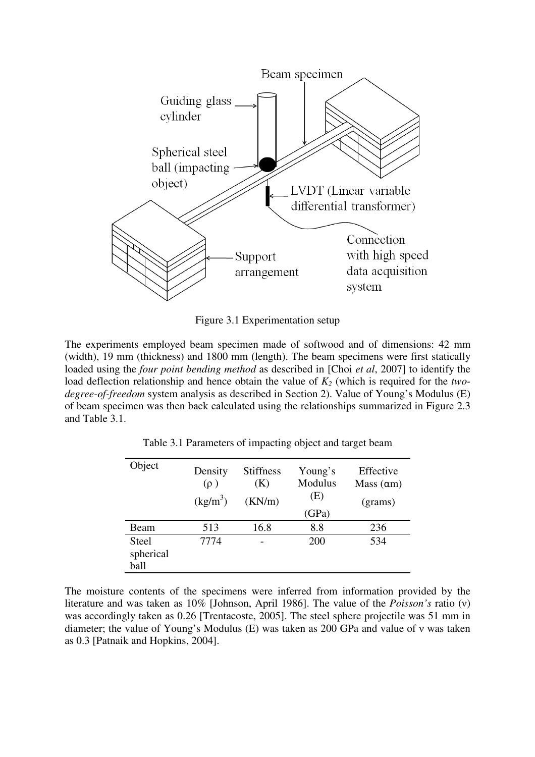Figure 3.1 Experimentation setup

The experiments employed beam specimen made of softwood and of dimensions: 42 mm (width), 19 mm (thickness) and 1800 mm (length). The beam specimens were first statically loaded using the *four point bending method* as described in [Choi *et al*, 2007] to identify the load deflection relationship and hence obtain the value of $K_2$ (which is required for the *two-degree-of-freedom* system analysis as described in Section 2). Value of Young's Modulus (E) of beam specimen was then back calculated using the relationships summarized in Figure 2.3 and Table 3.1.

Table 3.1 Parameters of impacting object and target beam

| Object | Density ($\rho$) ($kg/m^3$) | Stiffness (K) (KN/m) | Young's Modulus (E) (GPa) | Effective Mass ($\alpha m$) (grams) |
|---|---|---|---|---|
| Beam | 513 | 16.8 | 8.8 | 236 |
| Steel spherical ball | 7774 | - | 200 | 534 |

The moisture contents of the specimens were inferred from information provided by the literature and was taken as 10% [Johnson, April 1986]. The value of the *Poisson's* ratio ($\nu$) was accordingly taken as 0.26 [Trentacoste, 2005]. The steel sphere projectile was 51 mm in diameter; the value of Young's Modulus (E) was taken as 200 GPa and value of $\nu$ was taken as 0.3 [Patnaik and Hopkins, 2004].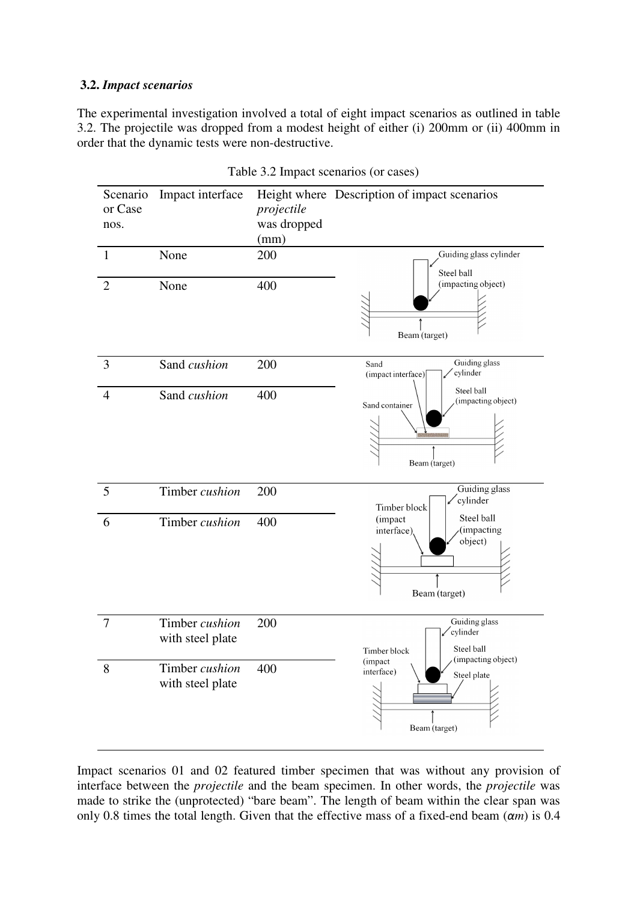### **3.2.** ***Impact scenarios***

The experimental investigation involved a total of eight impact scenarios as outlined in table 3.2. The projectile was dropped from a modest height of either (i) 200mm or (ii) 400mm in order that the dynamic tests were non-destructive.

Table 3.2 Impact scenarios (or cases)

| Scenario or Case nos. | Impact interface | Height where *projectile* was dropped (mm) | Description of impact scenarios |
|---|---|---|---|
| 1 | None | 200 | Guiding glass cylinder; Steel ball (impacting object); Beam (target) |
| 2 | None | 400 | |
| 3 | Sand *cushion* | 200 | Sand (impact interface); Guiding glass cylinder; Steel ball (impacting object); Sand container; Beam (target) |
| 4 | Sand *cushion* | 400 | |
| 5 | Timber *cushion* | 200 | Guiding glass cylinder; Timber block (impact interface); Steel ball (impacting object); Beam (target) |
| 6 | Timber *cushion* | 400 | |
| 7 | Timber *cushion* with steel plate | 200 | Guiding glass cylinder; Timber block (impact interface); Steel ball (impacting object); Steel plate; Beam (target) |
| 8 | Timber *cushion* with steel plate | 400 | |

Impact scenarios 01 and 02 featured timber specimen that was without any provision of interface between the *projectile* and the beam specimen. In other words, the *projectile* was made to strike the (unprotected) "bare beam". The length of beam within the clear span was only 0.8 times the total length. Given that the effective mass of a fixed-end beam ($\alpha m$) is 0.4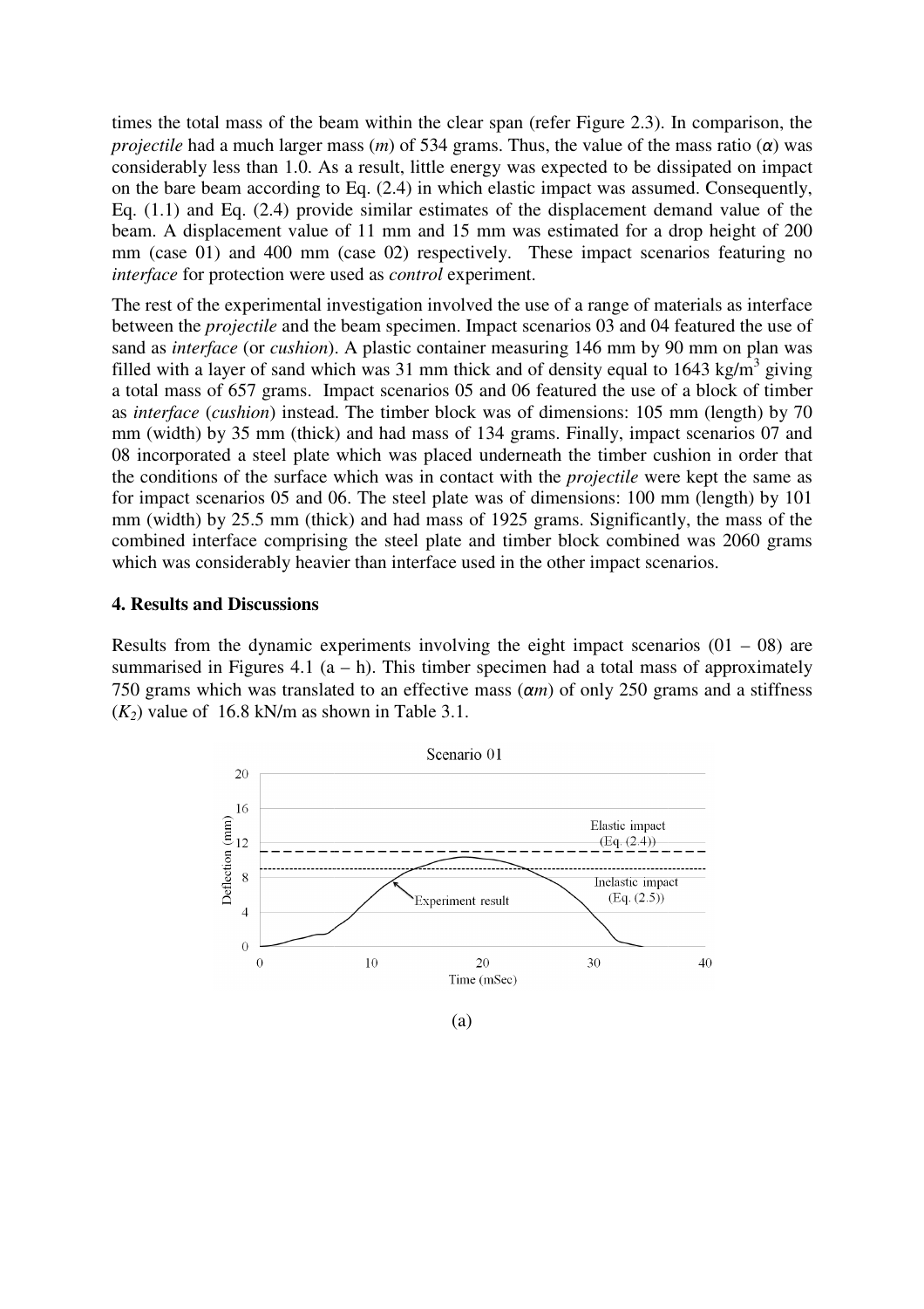times the total mass of the beam within the clear span (refer Figure 2.3). In comparison, the *projectile* had a much larger mass ($m$) of 534 grams. Thus, the value of the mass ratio ($\alpha$) was considerably less than 1.0. As a result, little energy was expected to be dissipated on impact on the bare beam according to Eq. (2.4) in which elastic impact was assumed. Consequently, Eq. (1.1) and Eq. (2.4) provide similar estimates of the displacement demand value of the beam. A displacement value of 11 mm and 15 mm was estimated for a drop height of 200 mm (case 01) and 400 mm (case 02) respectively. These impact scenarios featuring no *interface* for protection were used as *control* experiment.

The rest of the experimental investigation involved the use of a range of materials as interface between the *projectile* and the beam specimen. Impact scenarios 03 and 04 featured the use of sand as *interface* (or *cushion*). A plastic container measuring 146 mm by 90 mm on plan was filled with a layer of sand which was 31 mm thick and of density equal to 1643 kg/m$^3$ giving a total mass of 657 grams. Impact scenarios 05 and 06 featured the use of a block of timber as *interface* (*cushion*) instead. The timber block was of dimensions: 105 mm (length) by 70 mm (width) by 35 mm (thick) and had mass of 134 grams. Finally, impact scenarios 07 and 08 incorporated a steel plate which was placed underneath the timber cushion in order that the conditions of the surface which was in contact with the *projectile* were kept the same as for impact scenarios 05 and 06. The steel plate was of dimensions: 100 mm (length) by 101 mm (width) by 25.5 mm (thick) and had mass of 1925 grams. Significantly, the mass of the combined interface comprising the steel plate and timber block combined was 2060 grams which was considerably heavier than interface used in the other impact scenarios.

## 4. Results and Discussions

Results from the dynamic experiments involving the eight impact scenarios (01 – 08) are summarised in Figures 4.1 (a – h). This timber specimen had a total mass of approximately 750 grams which was translated to an effective mass ($\alpha m$) of only 250 grams and a stiffness ($K_2$) value of 16.8 kN/m as shown in Table 3.1.

(a)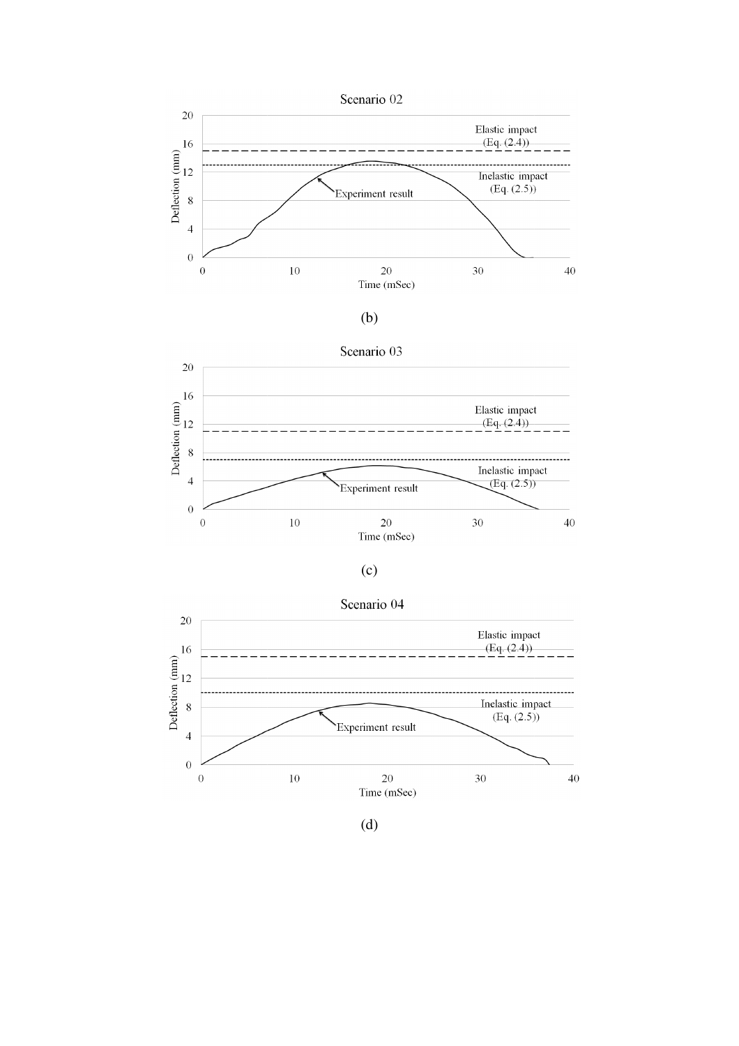(b)

(c)

(d)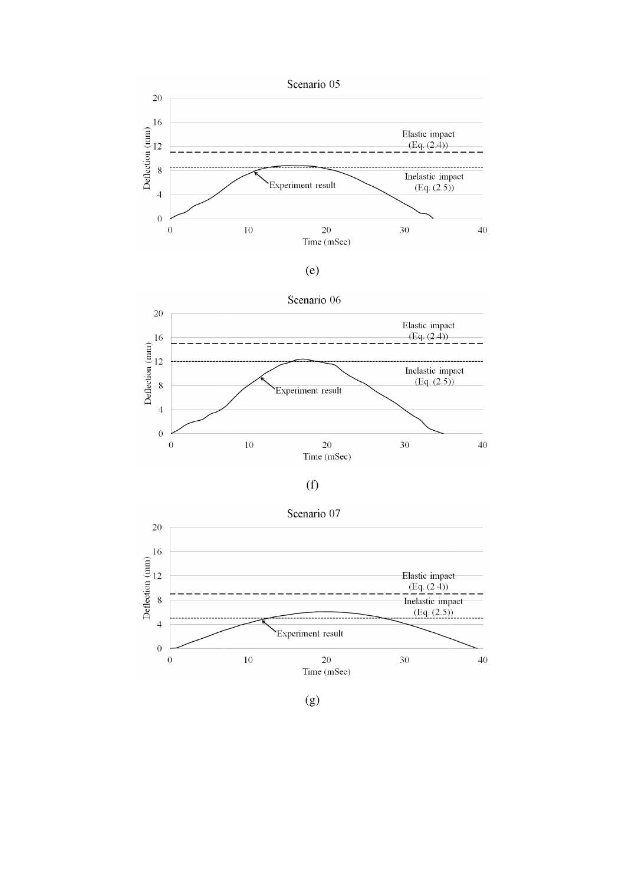Scenario 05

(e)

Scenario 06

(f)

Scenario 07

(g)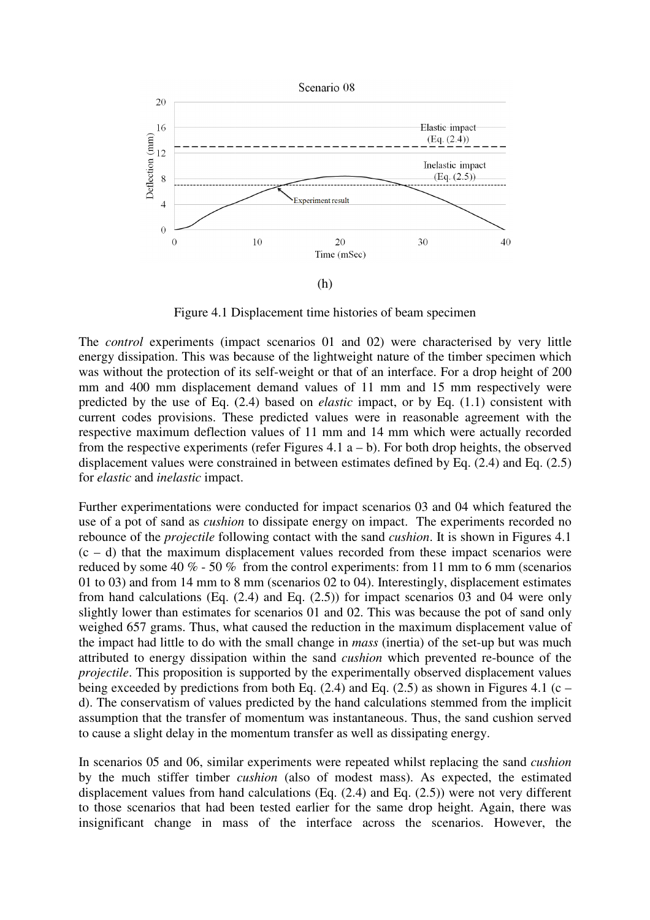(h)

Figure 4.1 Displacement time histories of beam specimen

The *control* experiments (impact scenarios 01 and 02) were characterised by very little energy dissipation. This was because of the lightweight nature of the timber specimen which was without the protection of its self-weight or that of an interface. For a drop height of 200 mm and 400 mm displacement demand values of 11 mm and 15 mm respectively were predicted by the use of Eq. (2.4) based on *elastic* impact, or by Eq. (1.1) consistent with current codes provisions. These predicted values were in reasonable agreement with the respective maximum deflection values of 11 mm and 14 mm which were actually recorded from the respective experiments (refer Figures 4.1 a – b). For both drop heights, the observed displacement values were constrained in between estimates defined by Eq. (2.4) and Eq. (2.5) for *elastic* and *inelastic* impact.

Further experimentations were conducted for impact scenarios 03 and 04 which featured the use of a pot of sand as *cushion* to dissipate energy on impact. The experiments recorded no rebounce of the *projectile* following contact with the sand *cushion*. It is shown in Figures 4.1 (c – d) that the maximum displacement values recorded from these impact scenarios were reduced by some 40 % - 50 % from the control experiments: from 11 mm to 6 mm (scenarios 01 to 03) and from 14 mm to 8 mm (scenarios 02 to 04). Interestingly, displacement estimates from hand calculations (Eq. (2.4) and Eq. (2.5)) for impact scenarios 03 and 04 were only slightly lower than estimates for scenarios 01 and 02. This was because the pot of sand only weighed 657 grams. Thus, what caused the reduction in the maximum displacement value of the impact had little to do with the small change in *mass* (inertia) of the set-up but was much attributed to energy dissipation within the sand *cushion* which prevented re-bounce of the *projectile*. This proposition is supported by the experimentally observed displacement values being exceeded by predictions from both Eq. (2.4) and Eq. (2.5) as shown in Figures 4.1 (c – d). The conservatism of values predicted by the hand calculations stemmed from the implicit assumption that the transfer of momentum was instantaneous. Thus, the sand cushion served to cause a slight delay in the momentum transfer as well as dissipating energy.

In scenarios 05 and 06, similar experiments were repeated whilst replacing the sand *cushion* by the much stiffer timber *cushion* (also of modest mass). As expected, the estimated displacement values from hand calculations (Eq. (2.4) and Eq. (2.5)) were not very different to those scenarios that had been tested earlier for the same drop height. Again, there was insignificant change in mass of the interface across the scenarios. However, the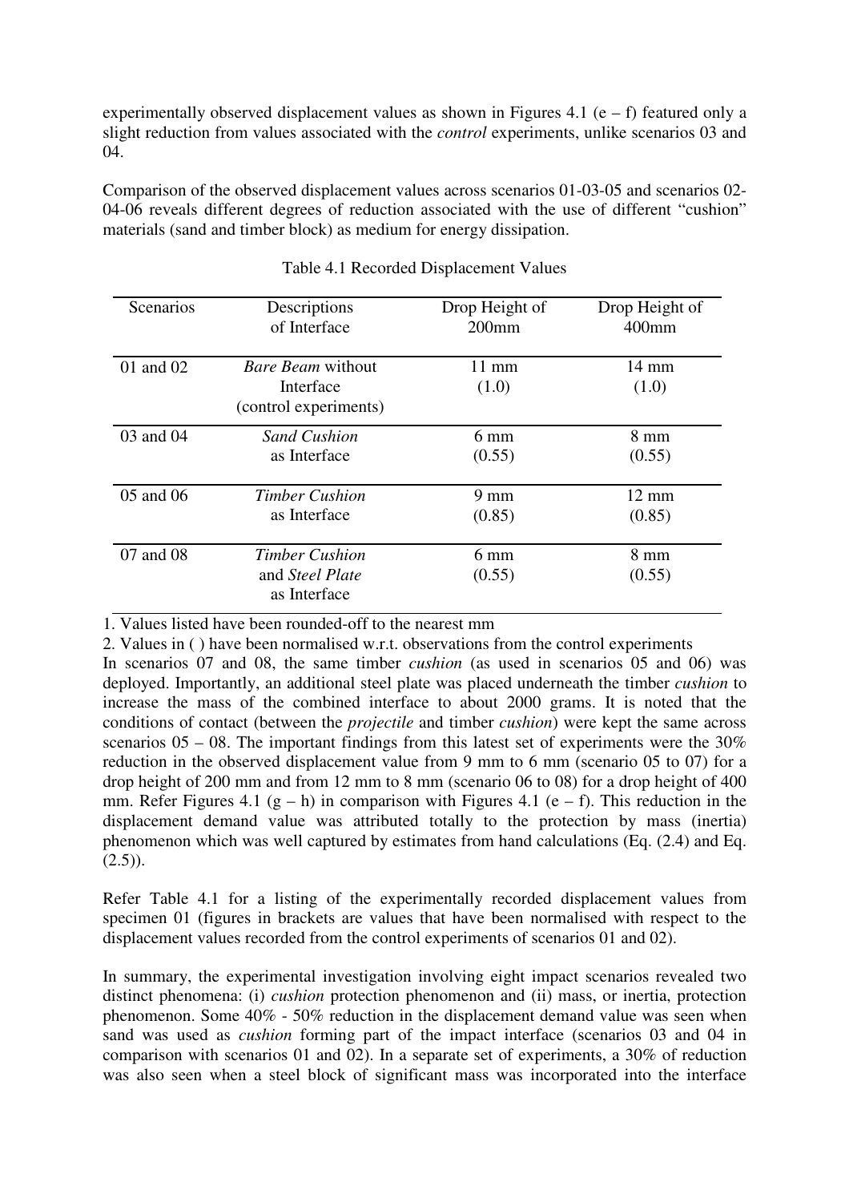experimentally observed displacement values as shown in Figures 4.1 (e – f) featured only a slight reduction from values associated with the *control* experiments, unlike scenarios 03 and 04.

Comparison of the observed displacement values across scenarios 01-03-05 and scenarios 02-04-06 reveals different degrees of reduction associated with the use of different "cushion" materials (sand and timber block) as medium for energy dissipation.

Table 4.1 Recorded Displacement Values

| Scenarios | Descriptions of Interface | Drop Height of 200mm | Drop Height of 400mm |
|---|---|---|---|
| 01 and 02 | *Bare Beam* without Interface (control experiments) | 11 mm (1.0) | 14 mm (1.0) |
| 03 and 04 | *Sand Cushion* as Interface | 6 mm (0.55) | 8 mm (0.55) |
| 05 and 06 | *Timber Cushion* as Interface | 9 mm (0.85) | 12 mm (0.85) |
| 07 and 08 | *Timber Cushion* and *Steel Plate* as Interface | 6 mm (0.55) | 8 mm (0.55) |

1. Values listed have been rounded-off to the nearest mm
2. Values in ( ) have been normalised w.r.t. observations from the control experiments

In scenarios 07 and 08, the same timber *cushion* (as used in scenarios 05 and 06) was deployed. Importantly, an additional steel plate was placed underneath the timber *cushion* to increase the mass of the combined interface to about 2000 grams. It is noted that the conditions of contact (between the *projectile* and timber *cushion*) were kept the same across scenarios 05 – 08. The important findings from this latest set of experiments were the 30% reduction in the observed displacement value from 9 mm to 6 mm (scenario 05 to 07) for a drop height of 200 mm and from 12 mm to 8 mm (scenario 06 to 08) for a drop height of 400 mm. Refer Figures 4.1 (g – h) in comparison with Figures 4.1 (e – f). This reduction in the displacement demand value was attributed totally to the protection by mass (inertia) phenomenon which was well captured by estimates from hand calculations (Eq. (2.4) and Eq. (2.5)).

Refer Table 4.1 for a listing of the experimentally recorded displacement values from specimen 01 (figures in brackets are values that have been normalised with respect to the displacement values recorded from the control experiments of scenarios 01 and 02).

In summary, the experimental investigation involving eight impact scenarios revealed two distinct phenomena: (i) *cushion* protection phenomenon and (ii) mass, or inertia, protection phenomenon. Some 40% - 50% reduction in the displacement demand value was seen when sand was used as *cushion* forming part of the impact interface (scenarios 03 and 04 in comparison with scenarios 01 and 02). In a separate set of experiments, a 30% of reduction was also seen when a steel block of significant mass was incorporated into the interface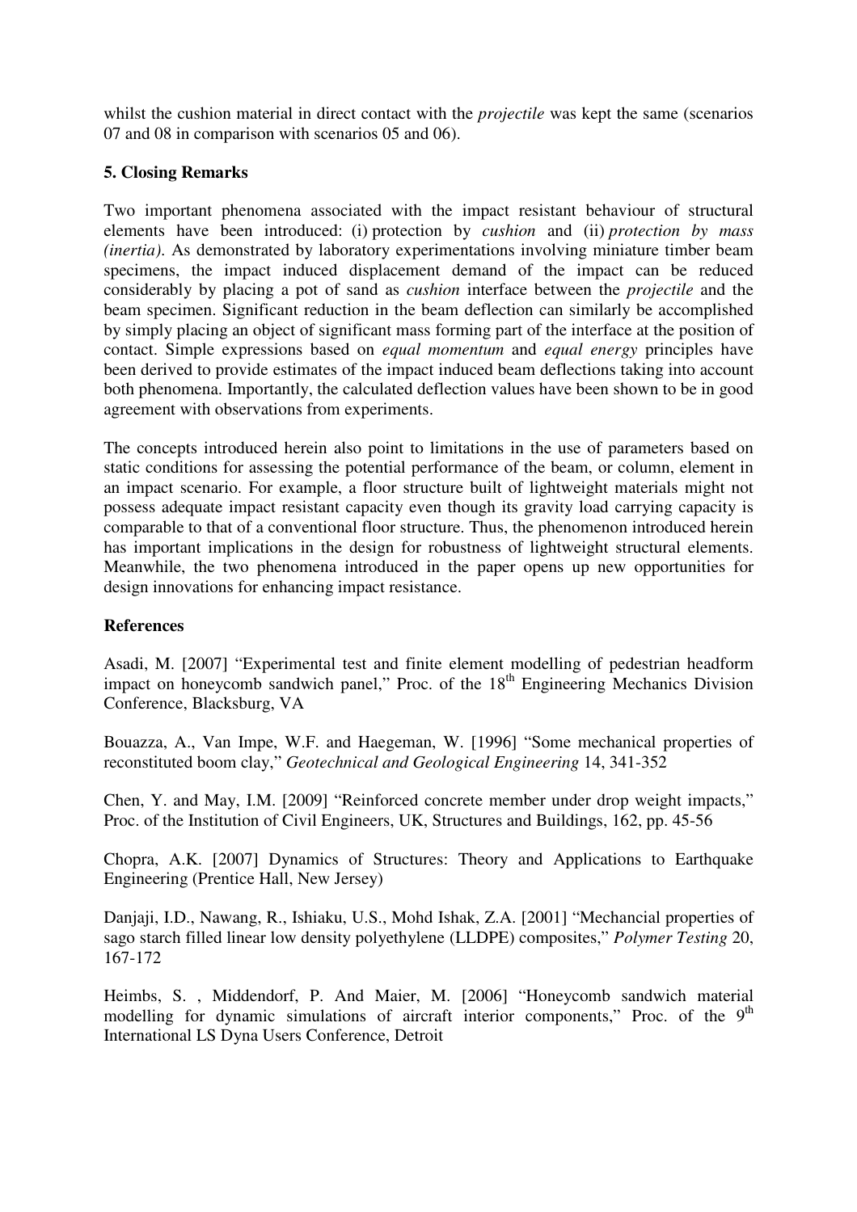whilst the cushion material in direct contact with the *projectile* was kept the same (scenarios 07 and 08 in comparison with scenarios 05 and 06).

## 5. Closing Remarks

Two important phenomena associated with the impact resistant behaviour of structural elements have been introduced: (i) protection by *cushion* and (ii) *protection by mass (inertia)*. As demonstrated by laboratory experimentations involving miniature timber beam specimens, the impact induced displacement demand of the impact can be reduced considerably by placing a pot of sand as *cushion* interface between the *projectile* and the beam specimen. Significant reduction in the beam deflection can similarly be accomplished by simply placing an object of significant mass forming part of the interface at the position of contact. Simple expressions based on *equal momentum* and *equal energy* principles have been derived to provide estimates of the impact induced beam deflections taking into account both phenomena. Importantly, the calculated deflection values have been shown to be in good agreement with observations from experiments.

The concepts introduced herein also point to limitations in the use of parameters based on static conditions for assessing the potential performance of the beam, or column, element in an impact scenario. For example, a floor structure built of lightweight materials might not possess adequate impact resistant capacity even though its gravity load carrying capacity is comparable to that of a conventional floor structure. Thus, the phenomenon introduced herein has important implications in the design for robustness of lightweight structural elements. Meanwhile, the two phenomena introduced in the paper opens up new opportunities for design innovations for enhancing impact resistance.

## References

Asadi, M. [2007] "Experimental test and finite element modelling of pedestrian headform impact on honeycomb sandwich panel," Proc. of the 18th Engineering Mechanics Division Conference, Blacksburg, VA

Bouazza, A., Van Impe, W.F. and Haegeman, W. [1996] "Some mechanical properties of reconstituted boom clay," *Geotechnical and Geological Engineering* 14, 341-352

Chen, Y. and May, I.M. [2009] "Reinforced concrete member under drop weight impacts," Proc. of the Institution of Civil Engineers, UK, Structures and Buildings, 162, pp. 45-56

Chopra, A.K. [2007] Dynamics of Structures: Theory and Applications to Earthquake Engineering (Prentice Hall, New Jersey)

Danjaji, I.D., Nawang, R., Ishiaku, U.S., Mohd Ishak, Z.A. [2001] "Mechancial properties of sago starch filled linear low density polyethylene (LLDPE) composites," *Polymer Testing* 20, 167-172

Heimbs, S. , Middendorf, P. And Maier, M. [2006] "Honeycomb sandwich material modelling for dynamic simulations of aircraft interior components," Proc. of the 9th International LS Dyna Users Conference, Detroit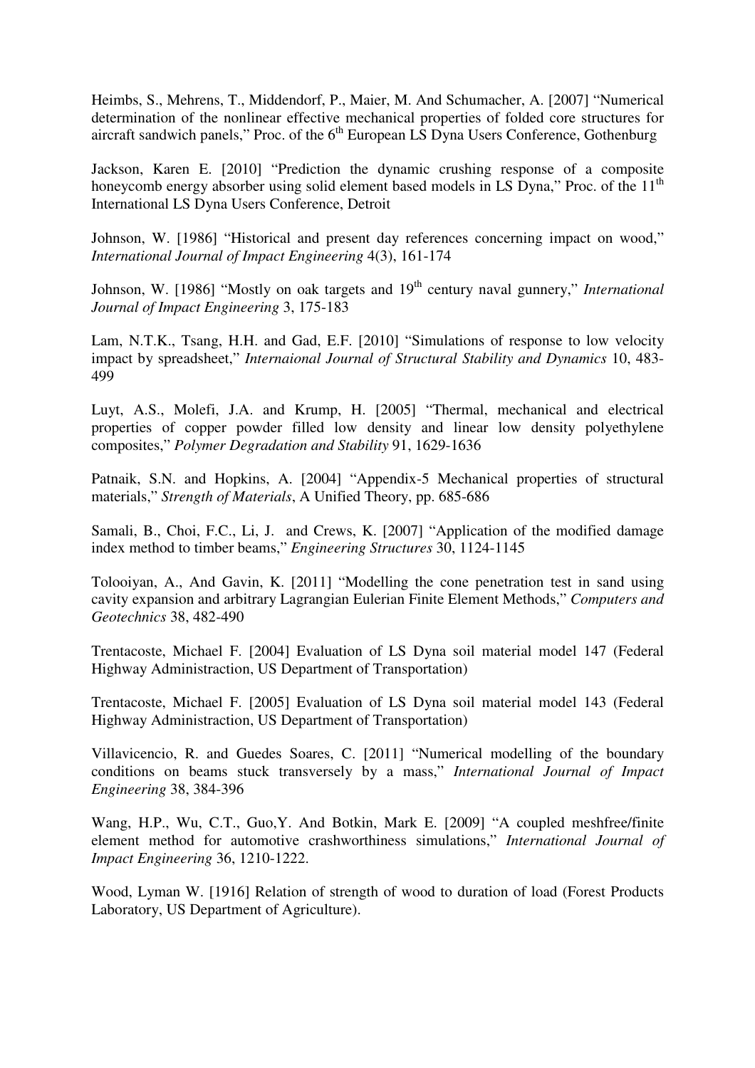Heimbs, S., Mehrens, T., Middendorf, P., Maier, M. And Schumacher, A. [2007] "Numerical determination of the nonlinear effective mechanical properties of folded core structures for aircraft sandwich panels," Proc. of the 6th European LS Dyna Users Conference, Gothenburg

Jackson, Karen E. [2010] "Prediction the dynamic crushing response of a composite honeycomb energy absorber using solid element based models in LS Dyna," Proc. of the 11th International LS Dyna Users Conference, Detroit

Johnson, W. [1986] "Historical and present day references concerning impact on wood," *International Journal of Impact Engineering* 4(3), 161-174

Johnson, W. [1986] "Mostly on oak targets and 19th century naval gunnery," *International Journal of Impact Engineering* 3, 175-183

Lam, N.T.K., Tsang, H.H. and Gad, E.F. [2010] "Simulations of response to low velocity impact by spreadsheet," *Internaional Journal of Structural Stability and Dynamics* 10, 483-499

Luyt, A.S., Molefi, J.A. and Krump, H. [2005] "Thermal, mechanical and electrical properties of copper powder filled low density and linear low density polyethylene composites," *Polymer Degradation and Stability* 91, 1629-1636

Patnaik, S.N. and Hopkins, A. [2004] "Appendix-5 Mechanical properties of structural materials," *Strength of Materials*, A Unified Theory, pp. 685-686

Samali, B., Choi, F.C., Li, J. and Crews, K. [2007] "Application of the modified damage index method to timber beams," *Engineering Structures* 30, 1124-1145

Tolooiyan, A., And Gavin, K. [2011] "Modelling the cone penetration test in sand using cavity expansion and arbitrary Lagrangian Eulerian Finite Element Methods," *Computers and Geotechnics* 38, 482-490

Trentacoste, Michael F. [2004] Evaluation of LS Dyna soil material model 147 (Federal Highway Administraction, US Department of Transportation)

Trentacoste, Michael F. [2005] Evaluation of LS Dyna soil material model 143 (Federal Highway Administraction, US Department of Transportation)

Villavicencio, R. and Guedes Soares, C. [2011] "Numerical modelling of the boundary conditions on beams stuck transversely by a mass," *International Journal of Impact Engineering* 38, 384-396

Wang, H.P., Wu, C.T., Guo,Y. And Botkin, Mark E. [2009] "A coupled meshfree/finite element method for automotive crashworthiness simulations," *International Journal of Impact Engineering* 36, 1210-1222.

Wood, Lyman W. [1916] Relation of strength of wood to duration of load (Forest Products Laboratory, US Department of Agriculture).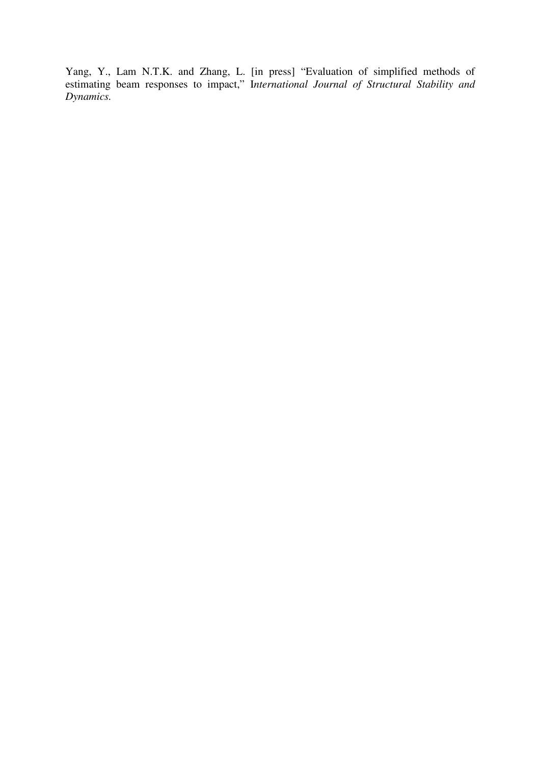Yang, Y., Lam N.T.K. and Zhang, L. [in press] "Evaluation of simplified methods of estimating beam responses to impact," I*nternational Journal of Structural Stability and Dynamics.*